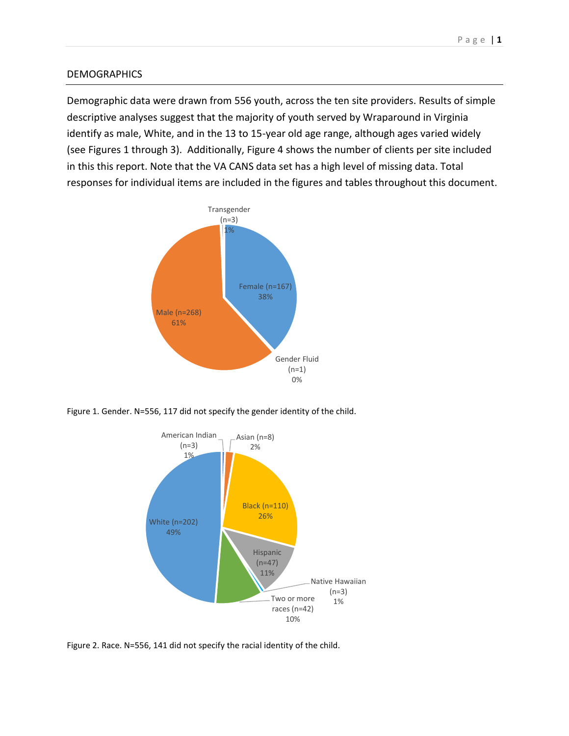## DEMOGRAPHICS

Demographic data were drawn from 556 youth, across the ten site providers. Results of simple descriptive analyses suggest that the majority of youth served by Wraparound in Virginia identify as male, White, and in the 13 to 15-year old age range, although ages varied widely (see Figures 1 through 3). Additionally, Figure 4 shows the number of clients per site included in this this report. Note that the VA CANS data set has a high level of missing data. Total responses for individual items are included in the figures and tables throughout this document.

Transgender (n=3) 1%

Female (n=167) 38%

Male (n=268) 61%

Gender Fluid (n=1) 0%

Figure 1. Gender. N=556, 117 did not specify the gender identity of the child.

American Indian (n=3) 1%

Asian (n=8) 2%

Black (n=110) 26%

White (n=202) 49%

Hispanic (n=47) 11%

Native Hawaiian (n=3) 1%

Two or more races (n=42) 10%

Figure 2. Race. N=556, 141 did not specify the racial identity of the child.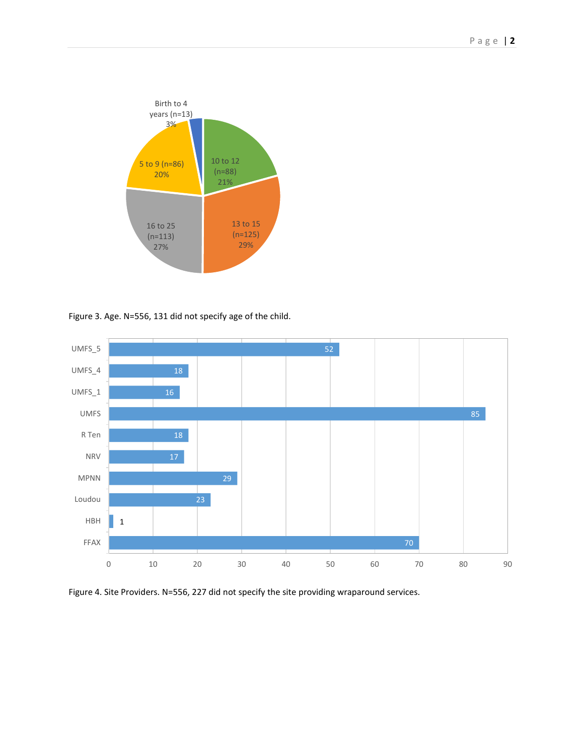Figure 3. Age. N=556, 131 did not specify age of the child.

Figure 4. Site Providers. N=556, 227 did not specify the site providing wraparound services.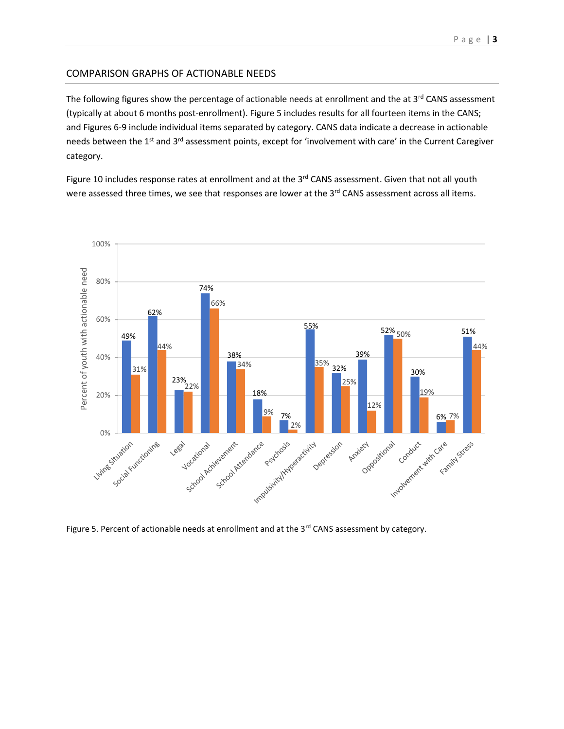## COMPARISON GRAPHS OF ACTIONABLE NEEDS

The following figures show the percentage of actionable needs at enrollment and the at 3rd CANS assessment (typically at about 6 months post-enrollment). Figure 5 includes results for all fourteen items in the CANS; and Figures 6-9 include individual items separated by category. CANS data indicate a decrease in actionable needs between the 1st and 3rd assessment points, except for 'involvement with care' in the Current Caregiver category.

Figure 10 includes response rates at enrollment and at the 3rd CANS assessment. Given that not all youth were assessed three times, we see that responses are lower at the 3rd CANS assessment across all items.

| Item | Enrollment | 3rd CANS assessment |
|---|---|---|
| Living Situation | 49% | 31% |
| Social Functioning | 62% | 44% |
| Legal | 23% | 22% |
| Vocational | 74% | 66% |
| School Achievement | 38% | 34% |
| School Attendance | 18% | 9% |
| Psychosis | 7% | 2% |
| Impulsivity/Hyperactivity | 55% | 35% |
| Depression | 32% | 25% |
| Anxiety | 39% | 12% |
| Oppositional | 52% | 50% |
| Conduct | 30% | 19% |
| Involvement with Care | 6% | 7% |
| Family Stress | 51% | 44% |

Figure 5. Percent of actionable needs at enrollment and at the 3rd CANS assessment by category.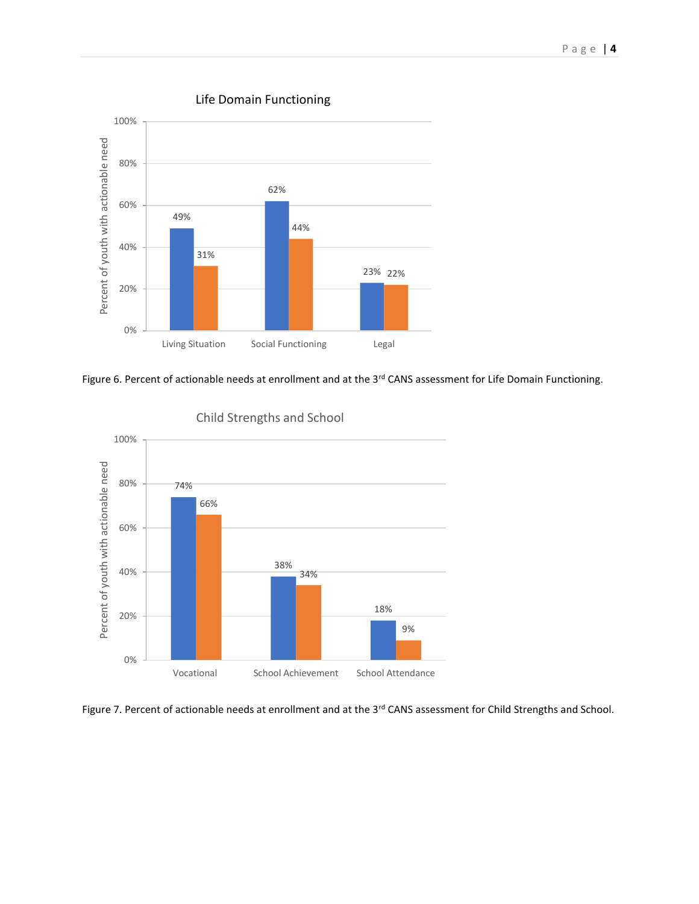**Life Domain Functioning**

| | Enrollment | 3rd CANS assessment |
|---|---|---|
| Living Situation | 49% | 31% |
| Social Functioning | 62% | 44% |
| Legal | 23% | 22% |

Figure 6. Percent of actionable needs at enrollment and at the 3rd CANS assessment for Life Domain Functioning.

**Child Strengths and School**

| | Enrollment | 3rd CANS assessment |
|---|---|---|
| Vocational | 74% | 66% |
| School Achievement | 38% | 34% |
| School Attendance | 18% | 9% |

Figure 7. Percent of actionable needs at enrollment and at the 3rd CANS assessment for Child Strengths and School.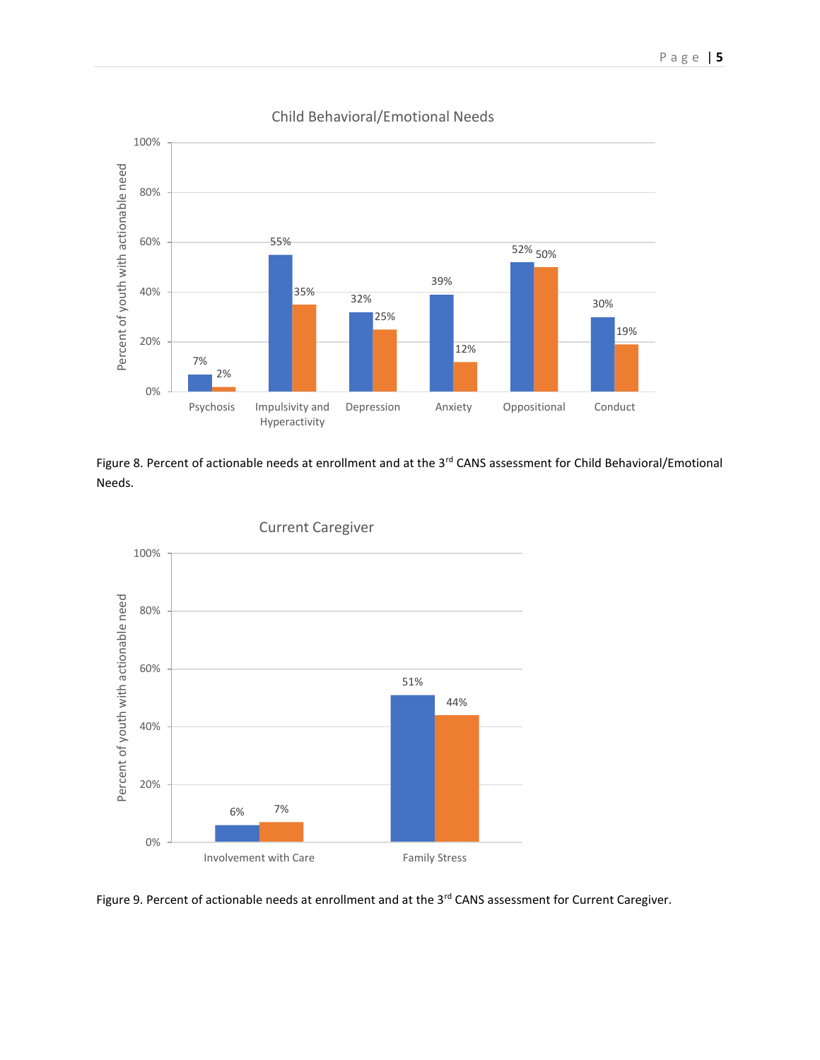Figure 8. Percent of actionable needs at enrollment and at the 3rd CANS assessment for Child Behavioral/Emotional Needs.

Figure 9. Percent of actionable needs at enrollment and at the 3rd CANS assessment for Current Caregiver.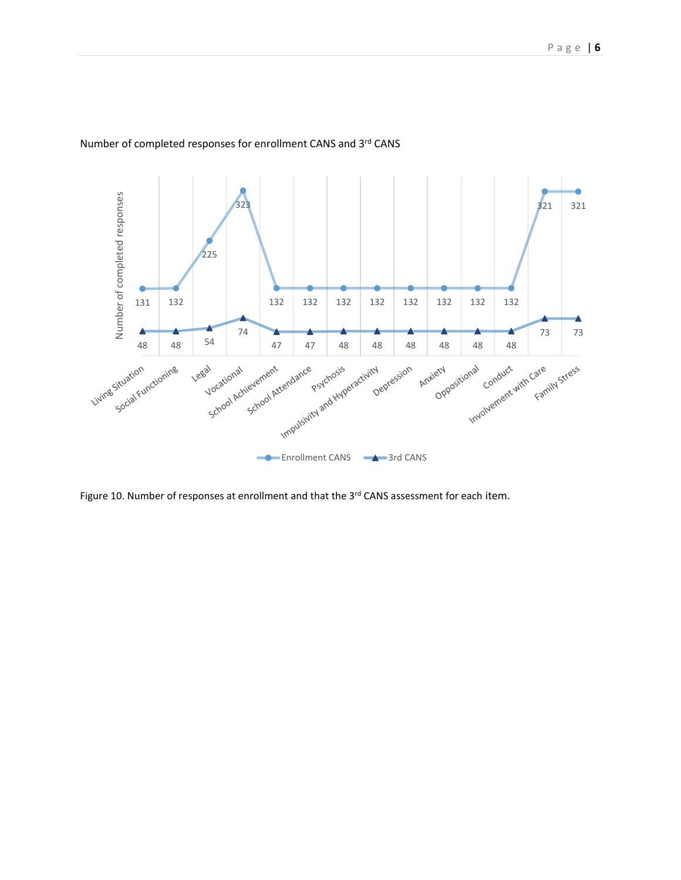Number of completed responses for enrollment CANS and 3rd CANS

Number of completed responses

131
132
225
323
132
132
132
132
132
132
132
132
321
321

48
48
54
74
47
47
48
48
48
48
48
48
73
73

Living Situation
Social Functioning
Legal
Vocational
School Achievement
School Attendance
Psychosis
Impulsivity and Hyperactivity
Depression
Anxiety
Oppositional
Conduct
Involvement with Care
Family Stress

Enrollment CANS
3rd CANS

Figure 10. Number of responses at enrollment and that the 3rd CANS assessment for each item.